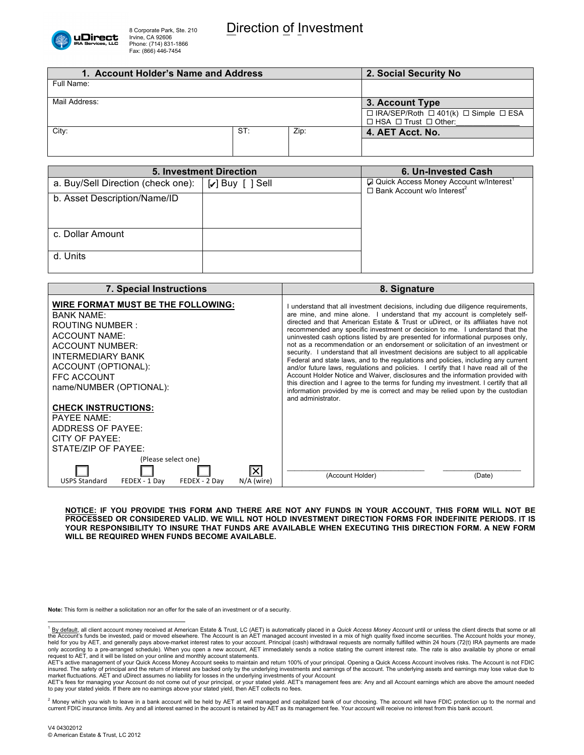uDirect IRA Services, LLC

8 Corporate Park, Ste. 210
Irvine, CA 92606
Phone: (714) 831-1866
Fax: (866) 446-7454

# Direction of Investment

| 1. Account Holder's Name and Address | | | 2. Social Security No |
|---|---|---|---|
| Full Name: | | | |
| Mail Address: | | | **3. Account Type**<br>☐ IRA/SEP/Roth ☐ 401(k) ☐ Simple ☐ ESA<br>☐ HSA ☐ Trust ☐ Other:_______________ |
| City: | ST: | Zip: | **4. AET Acct. No.** |

| 5. Investment Direction | | 6. Un-Invested Cash |
|---|---|---|
| a. Buy/Sell Direction (check one): | [✔] Buy [ ] Sell | ☑ Quick Access Money Account w/Interest[1]<br>☐ Bank Account w/o Interest[2] |
| b. Asset Description/Name/ID | | |
| c. Dollar Amount | | |
| d. Units | | |

## 7. Special Instructions

**WIRE FORMAT MUST BE THE FOLLOWING:**

BANK NAME:
ROUTING NUMBER :
ACCOUNT NAME:
ACCOUNT NUMBER:
INTERMEDIARY BANK
ACCOUNT (OPTIONAL):
FFC ACCOUNT
name/NUMBER (OPTIONAL):

**CHECK INSTRUCTIONS:**

PAYEE NAME:
ADDRESS OF PAYEE:
CITY OF PAYEE:
STATE/ZIP OF PAYEE:

(Please select one)

☐ USPS Standard ☐ FEDEX - 1 Day ☐ FEDEX - 2 Day ☒ N/A (wire)

## 8. Signature

I understand that all investment decisions, including due diligence requirements, are mine, and mine alone. I understand that my account is completely self-directed and that American Estate & Trust or uDirect, or its affiliates have not recommended any specific investment or decision to me. I understand that the uninvested cash options listed by are presented for informational purposes only, not as a recommendation or an endorsement or solicitation of an investment or security. I understand that all investment decisions are subject to all applicable Federal and state laws, and to the regulations and policies, including any current and/or future laws, regulations and policies. I certify that I have read all of the Account Holder Notice and Waiver, disclosures and the information provided with this direction and I agree to the terms for funding my investment. I certify that all information provided by me is correct and may be relied upon by the custodian and administrator.

_________________________________ (Account Holder)    ____________________ (Date)

**NOTICE: IF YOU PROVIDE THIS FORM AND THERE ARE NOT ANY FUNDS IN YOUR ACCOUNT, THIS FORM WILL NOT BE PROCESSED OR CONSIDERED VALID. WE WILL NOT HOLD INVESTMENT DIRECTION FORMS FOR INDEFINITE PERIODS. IT IS YOUR RESPONSIBILITY TO INSURE THAT FUNDS ARE AVAILABLE WHEN EXECUTING THIS DIRECTION FORM. A NEW FORM WILL BE REQUIRED WHEN FUNDS BECOME AVAILABLE.**

**Note:** This form is neither a solicitation nor an offer for the sale of an investment or of a security.

---

[1] By default, all client account money received at American Estate & Trust, LC (AET) is automatically placed in a *Quick Access Money Account* until or unless the client directs that some or all the Account's funds be invested, paid or moved elsewhere. The Account is an AET managed account invested in a mix of high quality fixed income securities. The Account holds your money, held for you by AET, and generally pays above-market interest rates to your account. Principal (cash) withdrawal requests are normally fulfilled within 24 hours (72(t) IRA payments are made only according to a pre-arranged schedule). When you open a new account, AET immediately sends a notice stating the current interest rate. The rate is also available by phone or email request to AET, and it will be listed on your online and monthly account statements.
AET's active management of your Quick Access Money Account seeks to maintain and return 100% of your principal. Opening a Quick Access Account involves risks. The Account is not FDIC insured. The safety of principal and the return of interest are backed only by the underlying investments and earnings of the account. The underlying assets and earnings may lose value due to market fluctuations. AET and uDirect assumes no liability for losses in the underlying investments of your Account
AET's fees for managing your Account do not come out of your principal, or your stated yield. AET's management fees are: Any and all Account earnings which are above the amount needed to pay your stated yields. If there are no earnings above your stated yield, then AET collects no fees.

[2] Money which you wish to leave in a bank account will be held by AET at well managed and capitalized bank of our choosing. The account will have FDIC protection up to the normal and current FDIC insurance limits. Any and all interest earned in the account is retained by AET as its management fee. Your account will receive no interest from this bank account.

V4 04302012
© American Estate & Trust, LC 2012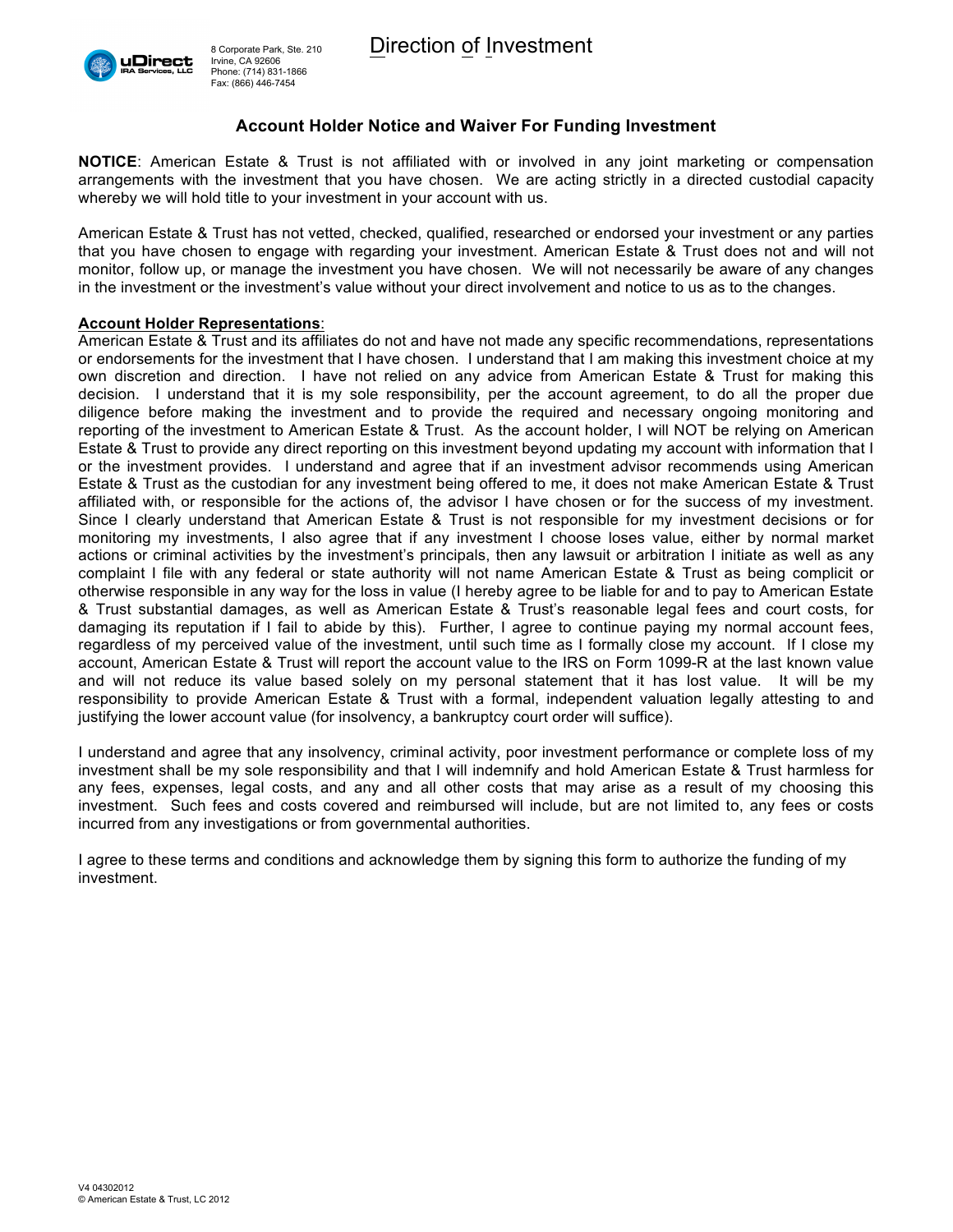uDirect IRA Services, LLC

8 Corporate Park, Ste. 210
Irvine, CA 92606
Phone: (714) 831-1866
Fax: (866) 446-7454

# Direction of Investment

## Account Holder Notice and Waiver For Funding Investment

**NOTICE**: American Estate & Trust is not affiliated with or involved in any joint marketing or compensation arrangements with the investment that you have chosen. We are acting strictly in a directed custodial capacity whereby we will hold title to your investment in your account with us.

American Estate & Trust has not vetted, checked, qualified, researched or endorsed your investment or any parties that you have chosen to engage with regarding your investment. American Estate & Trust does not and will not monitor, follow up, or manage the investment you have chosen. We will not necessarily be aware of any changes in the investment or the investment's value without your direct involvement and notice to us as to the changes.

**Account Holder Representations**:
American Estate & Trust and its affiliates do not and have not made any specific recommendations, representations or endorsements for the investment that I have chosen. I understand that I am making this investment choice at my own discretion and direction. I have not relied on any advice from American Estate & Trust for making this decision. I understand that it is my sole responsibility, per the account agreement, to do all the proper due diligence before making the investment and to provide the required and necessary ongoing monitoring and reporting of the investment to American Estate & Trust. As the account holder, I will NOT be relying on American Estate & Trust to provide any direct reporting on this investment beyond updating my account with information that I or the investment provides. I understand and agree that if an investment advisor recommends using American Estate & Trust as the custodian for any investment being offered to me, it does not make American Estate & Trust affiliated with, or responsible for the actions of, the advisor I have chosen or for the success of my investment. Since I clearly understand that American Estate & Trust is not responsible for my investment decisions or for monitoring my investments, I also agree that if any investment I choose loses value, either by normal market actions or criminal activities by the investment's principals, then any lawsuit or arbitration I initiate as well as any complaint I file with any federal or state authority will not name American Estate & Trust as being complicit or otherwise responsible in any way for the loss in value (I hereby agree to be liable for and to pay to American Estate & Trust substantial damages, as well as American Estate & Trust's reasonable legal fees and court costs, for damaging its reputation if I fail to abide by this). Further, I agree to continue paying my normal account fees, regardless of my perceived value of the investment, until such time as I formally close my account. If I close my account, American Estate & Trust will report the account value to the IRS on Form 1099-R at the last known value and will not reduce its value based solely on my personal statement that it has lost value. It will be my responsibility to provide American Estate & Trust with a formal, independent valuation legally attesting to and justifying the lower account value (for insolvency, a bankruptcy court order will suffice).

I understand and agree that any insolvency, criminal activity, poor investment performance or complete loss of my investment shall be my sole responsibility and that I will indemnify and hold American Estate & Trust harmless for any fees, expenses, legal costs, and any and all other costs that may arise as a result of my choosing this investment. Such fees and costs covered and reimbursed will include, but are not limited to, any fees or costs incurred from any investigations or from governmental authorities.

I agree to these terms and conditions and acknowledge them by signing this form to authorize the funding of my investment.

V4 04302012
© American Estate & Trust, LC 2012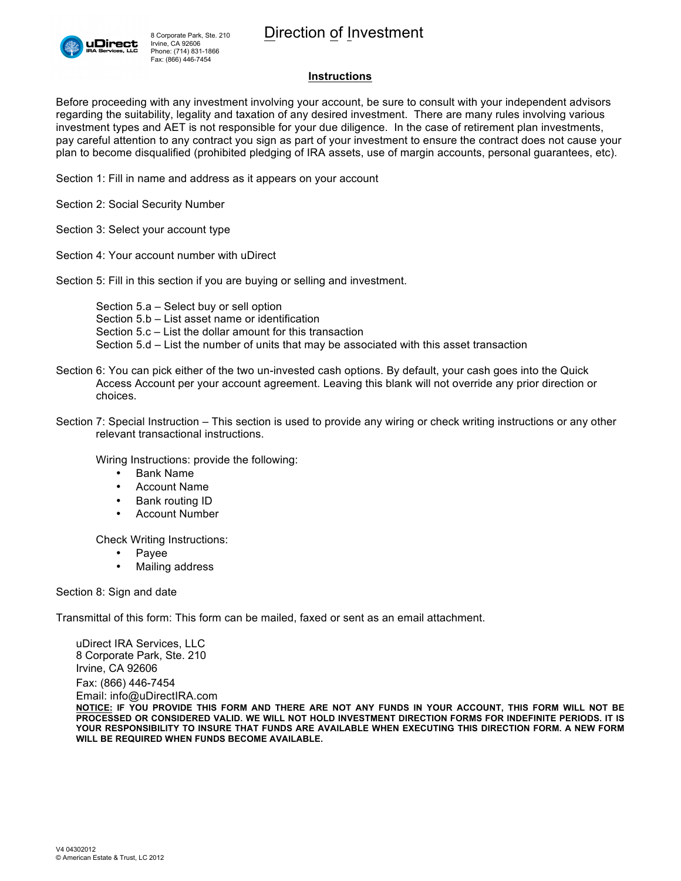8 Corporate Park, Ste. 210
Irvine, CA 92606
Phone: (714) 831-1866
Fax: (866) 446-7454

# Direction of Investment

## Instructions

Before proceeding with any investment involving your account, be sure to consult with your independent advisors regarding the suitability, legality and taxation of any desired investment. There are many rules involving various investment types and AET is not responsible for your due diligence. In the case of retirement plan investments, pay careful attention to any contract you sign as part of your investment to ensure the contract does not cause your plan to become disqualified (prohibited pledging of IRA assets, use of margin accounts, personal guarantees, etc).

Section 1: Fill in name and address as it appears on your account

Section 2: Social Security Number

Section 3: Select your account type

Section 4: Your account number with uDirect

Section 5: Fill in this section if you are buying or selling and investment.

Section 5.a – Select buy or sell option
Section 5.b – List asset name or identification
Section 5.c – List the dollar amount for this transaction
Section 5.d – List the number of units that may be associated with this asset transaction

Section 6: You can pick either of the two un-invested cash options. By default, your cash goes into the Quick Access Account per your account agreement. Leaving this blank will not override any prior direction or choices.

Section 7: Special Instruction – This section is used to provide any wiring or check writing instructions or any other relevant transactional instructions.

Wiring Instructions: provide the following:

- Bank Name
- Account Name
- Bank routing ID
- Account Number

Check Writing Instructions:

- Payee
- Mailing address

Section 8: Sign and date

Transmittal of this form: This form can be mailed, faxed or sent as an email attachment.

uDirect IRA Services, LLC
8 Corporate Park, Ste. 210
Irvine, CA 92606
Fax: (866) 446-7454
Email: info@uDirectIRA.com

**NOTICE: IF YOU PROVIDE THIS FORM AND THERE ARE NOT ANY FUNDS IN YOUR ACCOUNT, THIS FORM WILL NOT BE PROCESSED OR CONSIDERED VALID. WE WILL NOT HOLD INVESTMENT DIRECTION FORMS FOR INDEFINITE PERIODS. IT IS YOUR RESPONSIBILITY TO INSURE THAT FUNDS ARE AVAILABLE WHEN EXECUTING THIS DIRECTION FORM. A NEW FORM WILL BE REQUIRED WHEN FUNDS BECOME AVAILABLE.**

V4 04302012
© American Estate & Trust, LC 2012